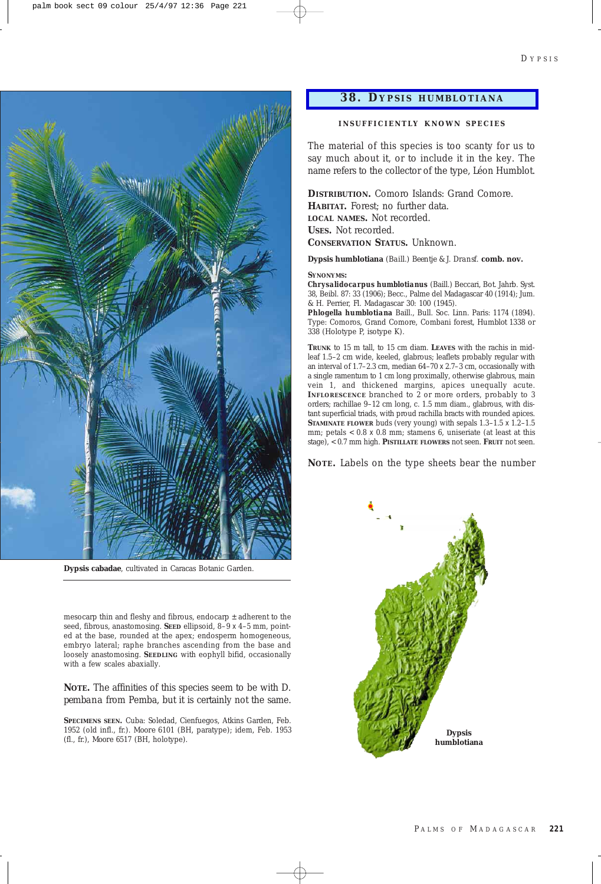Dypsis cabadae, cultivated in Caracas Botanic Garden.

mesocarp thin and fleshy and fibrous, endocarp ± adherent to the seed, fibrous, anastomosing. **Seed** ellipsoid, 8–9 x 4–5 mm, pointed at the base, rounded at the apex; endosperm homogeneous, embryo lateral; raphe branches ascending from the base and loosely anastomosing. **Seedling** with eophyll bifid, occasionally with a few scales abaxially.

**Note.** The affinities of this species seem to be with D. pembana from Pemba, but it is certainly not the same.

**Specimens seen.** Cuba: Soledad, Cienfuegos, Atkins Garden, Feb. 1952 (old infl., fr.). Moore 6101 (BH, paratype); idem, Feb. 1953 (fl., fr.), Moore 6517 (BH, holotype).

## 38. Dypsis humblotiana

**INSUFFICIENTLY KNOWN SPECIES**

The material of this species is too scanty for us to say much about it, or to include it in the key. The name refers to the collector of the type, Léon Humblot.

**Distribution.** Comoro Islands: Grand Comore.
**Habitat.** Forest; no further data.
**Local names.** Not recorded.
**Uses.** Not recorded.
**Conservation Status.** Unknown.

**Dypsis humblotiana** (Baill.) Beentje & J. Dransf. **comb. nov.**

**Synonyms:**
**Chrysalidocarpus humblotianus** (Baill.) Beccari, Bot. Jahrb. Syst. 38, Beibl. 87: 33 (1906); Becc., Palme del Madagascar 40 (1914); Jum. & H. Perrier, Fl. Madagascar 30: 100 (1945).
**Phlogella humblotiana** Baill., Bull. Soc. Linn. Paris: 1174 (1894). Type: Comoros, Grand Comore, Combani forest, Humblot 1338 or 338 (Holotype P, isotype K).

**Trunk** to 15 m tall, to 15 cm diam. **Leaves** with the rachis in mid-leaf 1.5–2 cm wide, keeled, glabrous; leaflets probably regular with an interval of 1.7–2.3 cm, median 64–70 x 2.7–3 cm, occasionally with a single ramentum to 1 cm long proximally, otherwise glabrous, main vein 1, and thickened margins, apices unequally acute. **Inflorescence** branched to 2 or more orders, probably to 3 orders; rachillae 9–12 cm long, c. 1.5 mm diam., glabrous, with distant superficial triads, with proud rachilla bracts with rounded apices. **Staminate flower** buds (very young) with sepals 1.3–1.5 x 1.2–1.5 mm; petals < 0.8 x 0.8 mm; stamens 6, uniseriate (at least at this stage), < 0.7 mm high. **Pistillate flowers** not seen. **Fruit** not seen.

**Note.** Labels on the type sheets bear the number

Dypsis humblotiana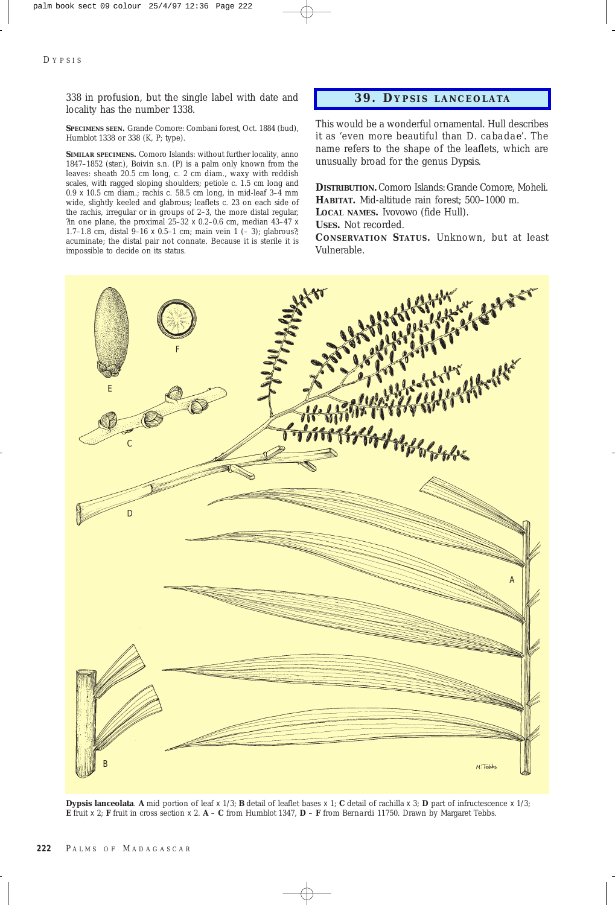338 in profusion, but the single label with date and locality has the number 1338.

**SPECIMENS SEEN.** Grande Comore: Combani forest, Oct. 1884 (bud), Humblot 1338 or 338 (K, P; type).

**SIMILAR SPECIMENS.** Comoro Islands: without further locality, anno 1847–1852 (ster.), Boivin s.n. (P) is a palm only known from the leaves: sheath 20.5 cm long, c. 2 cm diam., waxy with reddish scales, with ragged sloping shoulders; petiole c. 1.5 cm long and 0.9 x 10.5 cm diam.; rachis c. 58.5 cm long, in mid-leaf 3–4 mm wide, slightly keeled and glabrous; leaflets c. 23 on each side of the rachis, irregular or in groups of 2–3, the more distal regular, ?in one plane, the proximal 25–32 x 0.2–0.6 cm, median 43–47 x 1.7–1.8 cm, distal 9–16 x 0.5–1 cm; main vein 1 (– 3); glabrous?; acuminate; the distal pair not connate. Because it is sterile it is impossible to decide on its status.

## 39. DYPSIS LANCEOLATA

This would be a wonderful ornamental. Hull describes it as 'even more beautiful than D. cabadae'. The name refers to the shape of the leaflets, which are unusually broad for the genus Dypsis.

**DISTRIBUTION.** Comoro Islands: Grande Comore, Moheli.
**HABITAT.** Mid-altitude rain forest; 500–1000 m.
**LOCAL NAMES.** Ivovowo (fide Hull).
**USES.** Not recorded.
**CONSERVATION STATUS.** Unknown, but at least Vulnerable.

**Dypsis lanceolata**. **A** mid portion of leaf x 1/3; **B** detail of leaflet bases x 1; **C** detail of rachilla x 3; **D** part of infructescence x 1/3; **E** fruit x 2; **F** fruit in cross section x 2. **A** – **C** from Humblot 1347, **D** – **F** from Bernardi 11750. Drawn by Margaret Tebbs.